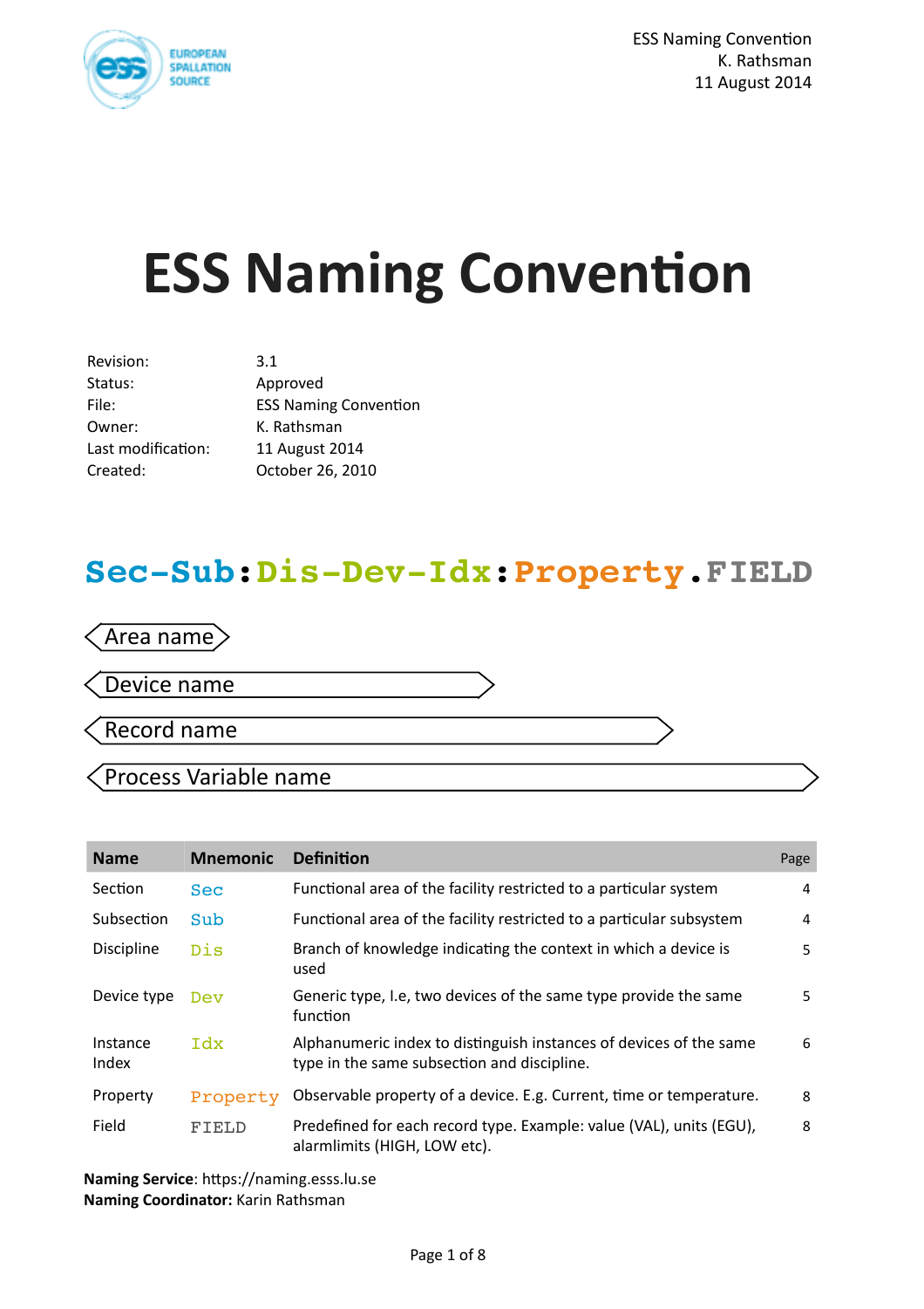# ESS Naming Convention

| | |
|---|---|
| Revision: | 3.1 |
| Status: | Approved |
| File: | ESS Naming Convention |
| Owner: | K. Rathsman |
| Last modification: | 11 August 2014 |
| Created: | October 26, 2010 |

## Sec-Sub:Dis-Dev-Idx:Property.FIELD

Area name

Device name

Record name

Process Variable name

| Name | Mnemonic | Definition | Page |
|---|---|---|---|
| Section | Sec | Functional area of the facility restricted to a particular system | 4 |
| Subsection | Sub | Functional area of the facility restricted to a particular subsystem | 4 |
| Discipline | Dis | Branch of knowledge indicating the context in which a device is used | 5 |
| Device type | Dev | Generic type, I.e, two devices of the same type provide the same function | 5 |
| Instance Index | Idx | Alphanumeric index to distinguish instances of devices of the same type in the same subsection and discipline. | 6 |
| Property | Property | Observable property of a device. E.g. Current, time or temperature. | 8 |
| Field | FIELD | Predefined for each record type. Example: value (VAL), units (EGU), alarmlimits (HIGH, LOW etc). | 8 |

**Naming Service**: https://naming.esss.lu.se
**Naming Coordinator:** Karin Rathsman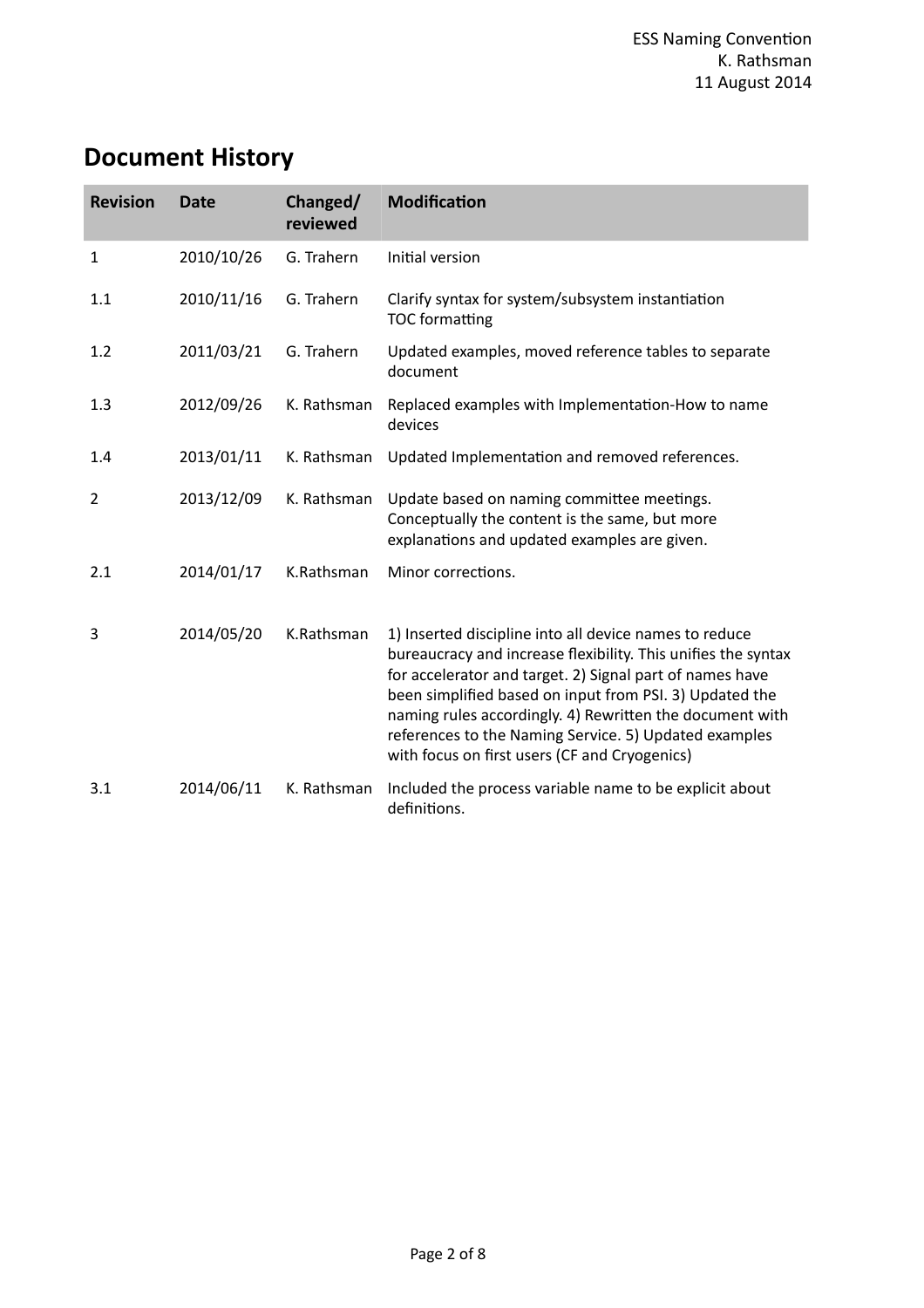# Document History

| Revision | Date | Changed/ reviewed | Modification |
| --- | --- | --- | --- |
| 1 | 2010/10/26 | G. Trahern | Initial version |
| 1.1 | 2010/11/16 | G. Trahern | Clarify syntax for system/subsystem instantiation TOC formatting |
| 1.2 | 2011/03/21 | G. Trahern | Updated examples, moved reference tables to separate document |
| 1.3 | 2012/09/26 | K. Rathsman | Replaced examples with Implementation-How to name devices |
| 1.4 | 2013/01/11 | K. Rathsman | Updated Implementation and removed references. |
| 2 | 2013/12/09 | K. Rathsman | Update based on naming committee meetings. Conceptually the content is the same, but more explanations and updated examples are given. |
| 2.1 | 2014/01/17 | K.Rathsman | Minor corrections. |
| 3 | 2014/05/20 | K.Rathsman | 1) Inserted discipline into all device names to reduce bureaucracy and increase flexibility. This unifies the syntax for accelerator and target. 2) Signal part of names have been simplified based on input from PSI. 3) Updated the naming rules accordingly. 4) Rewritten the document with references to the Naming Service. 5) Updated examples with focus on first users (CF and Cryogenics) |
| 3.1 | 2014/06/11 | K. Rathsman | Included the process variable name to be explicit about definitions. |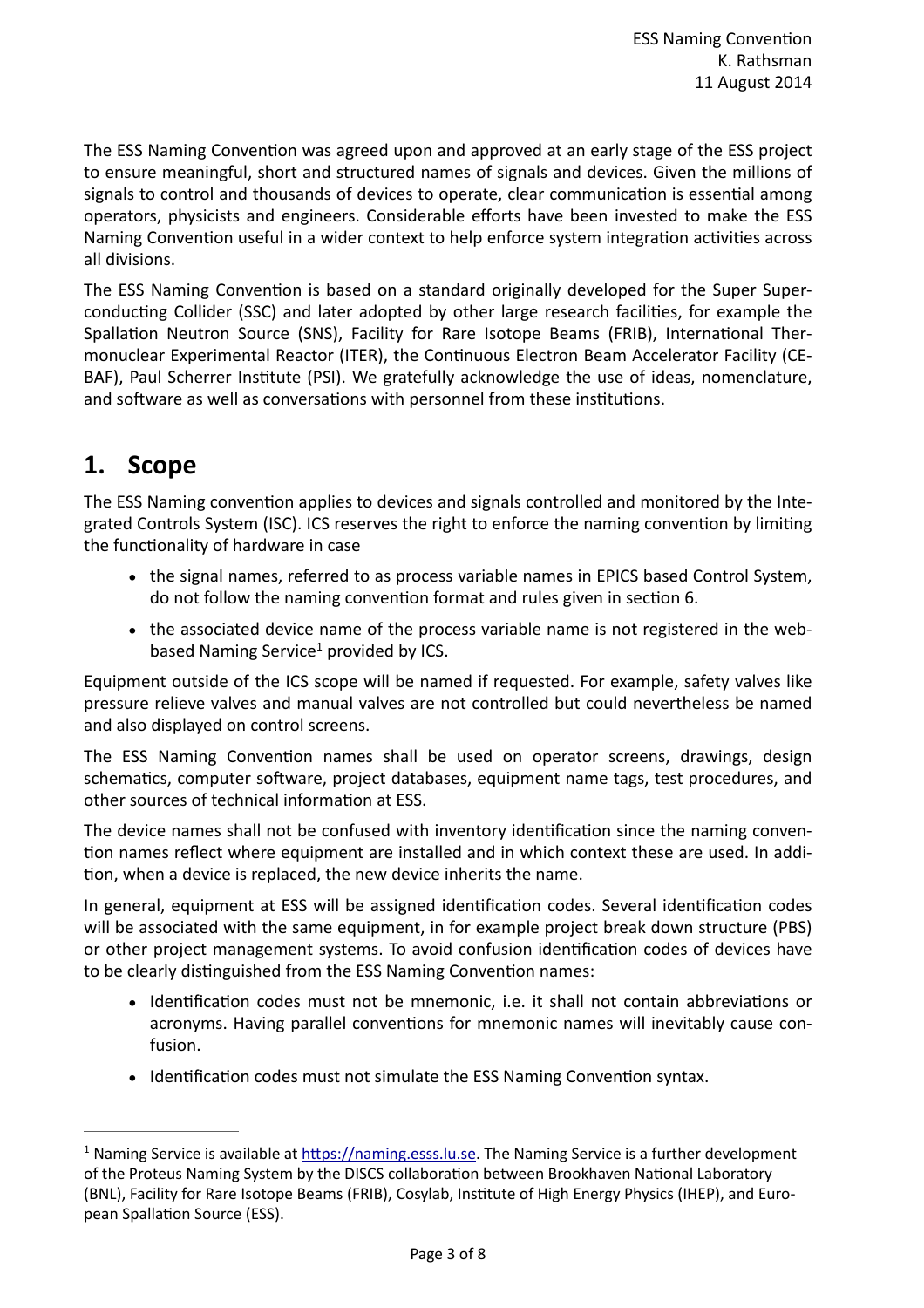The ESS Naming Convention was agreed upon and approved at an early stage of the ESS project to ensure meaningful, short and structured names of signals and devices. Given the millions of signals to control and thousands of devices to operate, clear communication is essential among operators, physicists and engineers. Considerable efforts have been invested to make the ESS Naming Convention useful in a wider context to help enforce system integration activities across all divisions.

The ESS Naming Convention is based on a standard originally developed for the Super Superconducting Collider (SSC) and later adopted by other large research facilities, for example the Spallation Neutron Source (SNS), Facility for Rare Isotope Beams (FRIB), International Thermonuclear Experimental Reactor (ITER), the Continuous Electron Beam Accelerator Facility (CEBAF), Paul Scherrer Institute (PSI). We gratefully acknowledge the use of ideas, nomenclature, and software as well as conversations with personnel from these institutions.

# 1. Scope

The ESS Naming convention applies to devices and signals controlled and monitored by the Integrated Controls System (ISC). ICS reserves the right to enforce the naming convention by limiting the functionality of hardware in case

- the signal names, referred to as process variable names in EPICS based Control System, do not follow the naming convention format and rules given in section 6.
- the associated device name of the process variable name is not registered in the web-based Naming Service[1] provided by ICS.

Equipment outside of the ICS scope will be named if requested. For example, safety valves like pressure relieve valves and manual valves are not controlled but could nevertheless be named and also displayed on control screens.

The ESS Naming Convention names shall be used on operator screens, drawings, design schematics, computer software, project databases, equipment name tags, test procedures, and other sources of technical information at ESS.

The device names shall not be confused with inventory identification since the naming convention names reflect where equipment are installed and in which context these are used. In addition, when a device is replaced, the new device inherits the name.

In general, equipment at ESS will be assigned identification codes. Several identification codes will be associated with the same equipment, in for example project break down structure (PBS) or other project management systems. To avoid confusion identification codes of devices have to be clearly distinguished from the ESS Naming Convention names:

- Identification codes must not be mnemonic, i.e. it shall not contain abbreviations or acronyms. Having parallel conventions for mnemonic names will inevitably cause confusion.
- Identification codes must not simulate the ESS Naming Convention syntax.

---

[1] Naming Service is available at https://naming.esss.lu.se. The Naming Service is a further development of the Proteus Naming System by the DISCS collaboration between Brookhaven National Laboratory (BNL), Facility for Rare Isotope Beams (FRIB), Cosylab, Institute of High Energy Physics (IHEP), and European Spallation Source (ESS).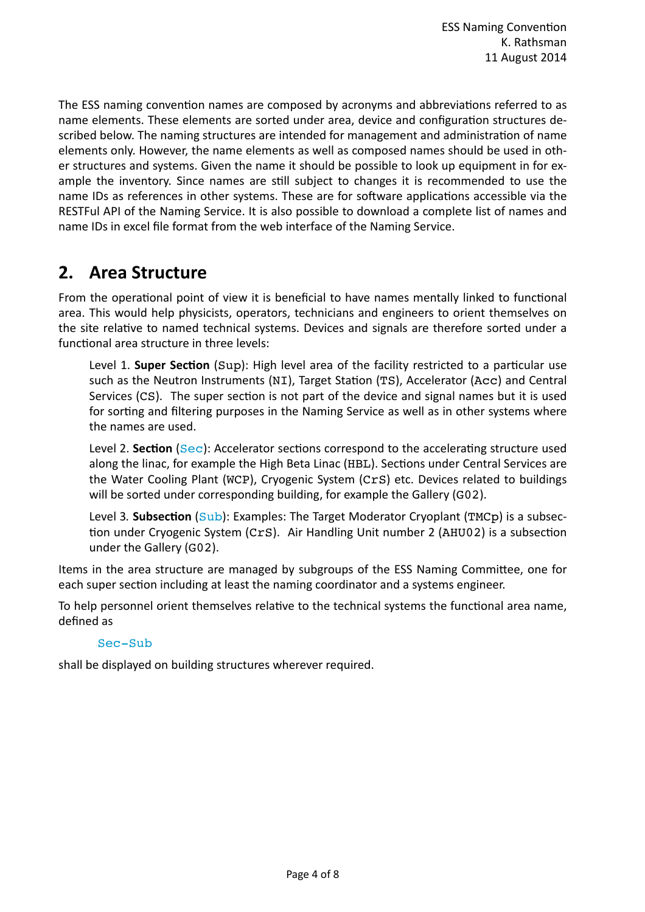The ESS naming convention names are composed by acronyms and abbreviations referred to as name elements. These elements are sorted under area, device and configuration structures described below. The naming structures are intended for management and administration of name elements only. However, the name elements as well as composed names should be used in other structures and systems. Given the name it should be possible to look up equipment in for example the inventory. Since names are still subject to changes it is recommended to use the name IDs as references in other systems. These are for software applications accessible via the RESTFul API of the Naming Service. It is also possible to download a complete list of names and name IDs in excel file format from the web interface of the Naming Service.

## 2. Area Structure

From the operational point of view it is beneficial to have names mentally linked to functional area. This would help physicists, operators, technicians and engineers to orient themselves on the site relative to named technical systems. Devices and signals are therefore sorted under a functional area structure in three levels:

Level 1. **Super Section** (`Sup`): High level area of the facility restricted to a particular use such as the Neutron Instruments (`NI`), Target Station (`TS`), Accelerator (`Acc`) and Central Services (`CS`). The super section is not part of the device and signal names but it is used for sorting and filtering purposes in the Naming Service as well as in other systems where the names are used.

Level 2. **Section** (`Sec`): Accelerator sections correspond to the accelerating structure used along the linac, for example the High Beta Linac (`HBL`). Sections under Central Services are the Water Cooling Plant (`WCP`), Cryogenic System (`CrS`) etc. Devices related to buildings will be sorted under corresponding building, for example the Gallery (`G02`).

Level 3. **Subsection** (`Sub`): Examples: The Target Moderator Cryoplant (`TMCp`) is a subsection under Cryogenic System (`CrS`). Air Handling Unit number 2 (`AHU02`) is a subsection under the Gallery (`G02`).

Items in the area structure are managed by subgroups of the ESS Naming Committee, one for each super section including at least the naming coordinator and a systems engineer.

To help personnel orient themselves relative to the technical systems the functional area name, defined as

```
Sec-Sub
```

shall be displayed on building structures wherever required.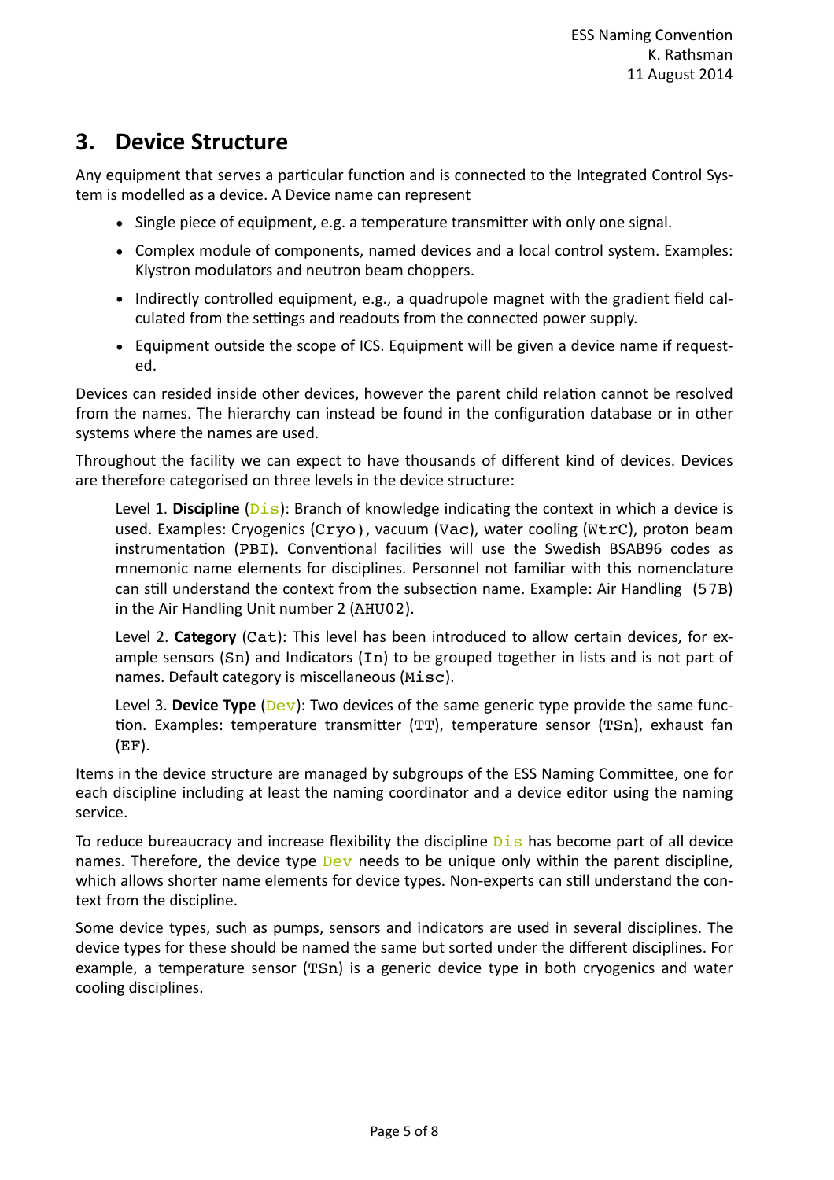# 3. Device Structure

Any equipment that serves a particular function and is connected to the Integrated Control System is modelled as a device. A Device name can represent

- Single piece of equipment, e.g. a temperature transmitter with only one signal.
- Complex module of components, named devices and a local control system. Examples: Klystron modulators and neutron beam choppers.
- Indirectly controlled equipment, e.g., a quadrupole magnet with the gradient field calculated from the settings and readouts from the connected power supply.
- Equipment outside the scope of ICS. Equipment will be given a device name if requested.

Devices can resided inside other devices, however the parent child relation cannot be resolved from the names. The hierarchy can instead be found in the configuration database or in other systems where the names are used.

Throughout the facility we can expect to have thousands of different kind of devices. Devices are therefore categorised on three levels in the device structure:

Level 1. **Discipline** (`Dis`): Branch of knowledge indicating the context in which a device is used. Examples: Cryogenics (`Cryo`), vacuum (`Vac`), water cooling (`WtrC`), proton beam instrumentation (`PBI`). Conventional facilities will use the Swedish BSAB96 codes as mnemonic name elements for disciplines. Personnel not familiar with this nomenclature can still understand the context from the subsection name. Example: Air Handling (`57B`) in the Air Handling Unit number 2 (`AHU02`).

Level 2. **Category** (`Cat`): This level has been introduced to allow certain devices, for example sensors (`Sn`) and Indicators (`In`) to be grouped together in lists and is not part of names. Default category is miscellaneous (`Misc`).

Level 3. **Device Type** (`Dev`): Two devices of the same generic type provide the same function. Examples: temperature transmitter (`TT`), temperature sensor (`TSn`), exhaust fan (`EF`).

Items in the device structure are managed by subgroups of the ESS Naming Committee, one for each discipline including at least the naming coordinator and a device editor using the naming service.

To reduce bureaucracy and increase flexibility the discipline `Dis` has become part of all device names. Therefore, the device type `Dev` needs to be unique only within the parent discipline, which allows shorter name elements for device types. Non-experts can still understand the context from the discipline.

Some device types, such as pumps, sensors and indicators are used in several disciplines. The device types for these should be named the same but sorted under the different disciplines. For example, a temperature sensor (`TSn`) is a generic device type in both cryogenics and water cooling disciplines.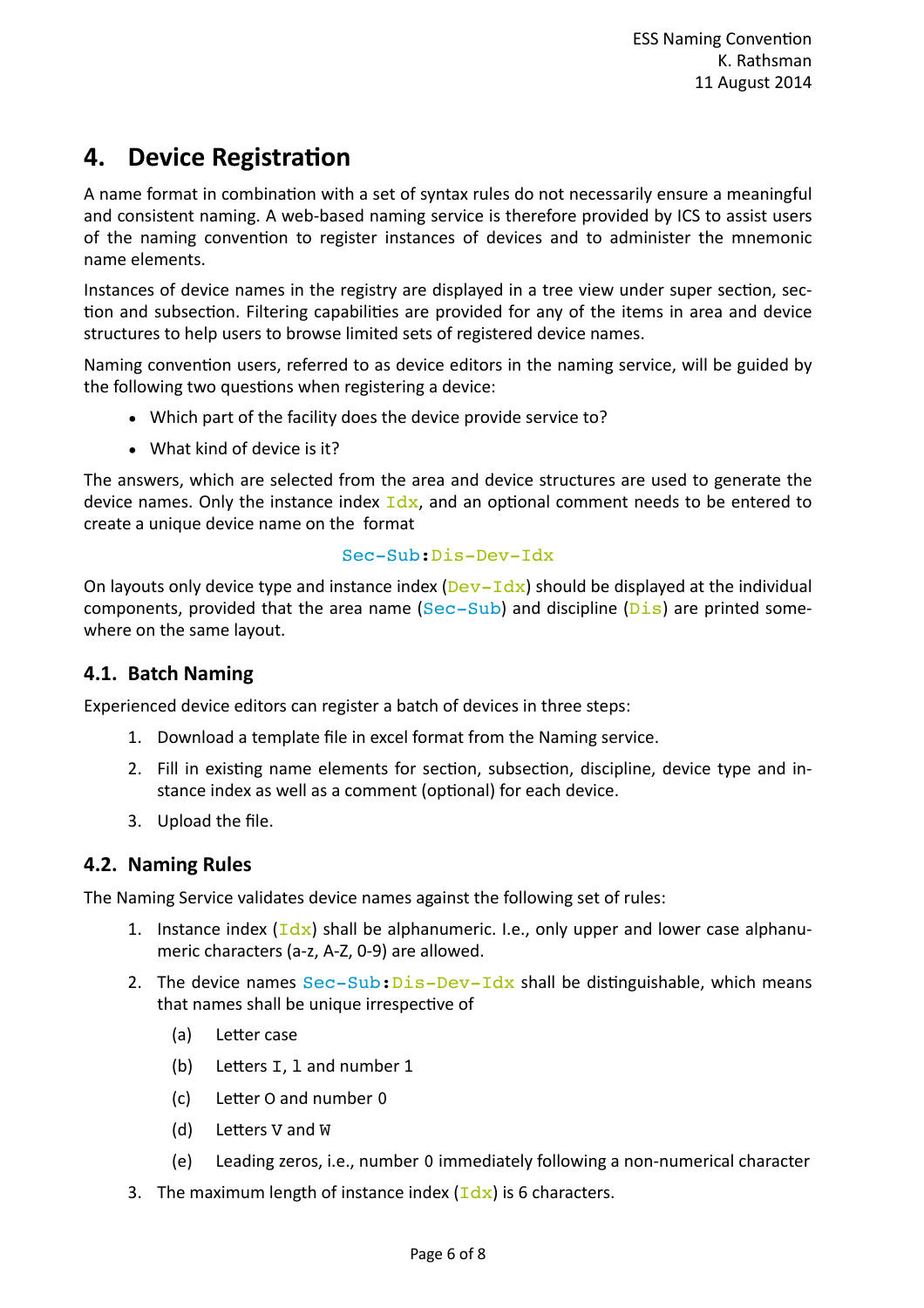# 4. Device Registration

A name format in combination with a set of syntax rules do not necessarily ensure a meaningful and consistent naming. A web-based naming service is therefore provided by ICS to assist users of the naming convention to register instances of devices and to administer the mnemonic name elements.

Instances of device names in the registry are displayed in a tree view under super section, section and subsection. Filtering capabilities are provided for any of the items in area and device structures to help users to browse limited sets of registered device names.

Naming convention users, referred to as device editors in the naming service, will be guided by the following two questions when registering a device:

- Which part of the facility does the device provide service to?
- What kind of device is it?

The answers, which are selected from the area and device structures are used to generate the device names. Only the instance index `Idx`, and an optional comment needs to be entered to create a unique device name on the format

`Sec-Sub:Dis-Dev-Idx`

On layouts only device type and instance index (`Dev-Idx`) should be displayed at the individual components, provided that the area name (`Sec-Sub`) and discipline (`Dis`) are printed somewhere on the same layout.

## 4.1. Batch Naming

Experienced device editors can register a batch of devices in three steps:

1. Download a template file in excel format from the Naming service.
2. Fill in existing name elements for section, subsection, discipline, device type and instance index as well as a comment (optional) for each device.
3. Upload the file.

## 4.2. Naming Rules

The Naming Service validates device names against the following set of rules:

1. Instance index (`Idx`) shall be alphanumeric. I.e., only upper and lower case alphanumeric characters (a-z, A-Z, 0-9) are allowed.
2. The device names `Sec-Sub:Dis-Dev-Idx` shall be distinguishable, which means that names shall be unique irrespective of
   - (a) Letter case
   - (b) Letters `I`, `l` and number `1`
   - (c) Letter `O` and number `0`
   - (d) Letters `V` and `W`
   - (e) Leading zeros, i.e., number `0` immediately following a non-numerical character
3. The maximum length of instance index (`Idx`) is 6 characters.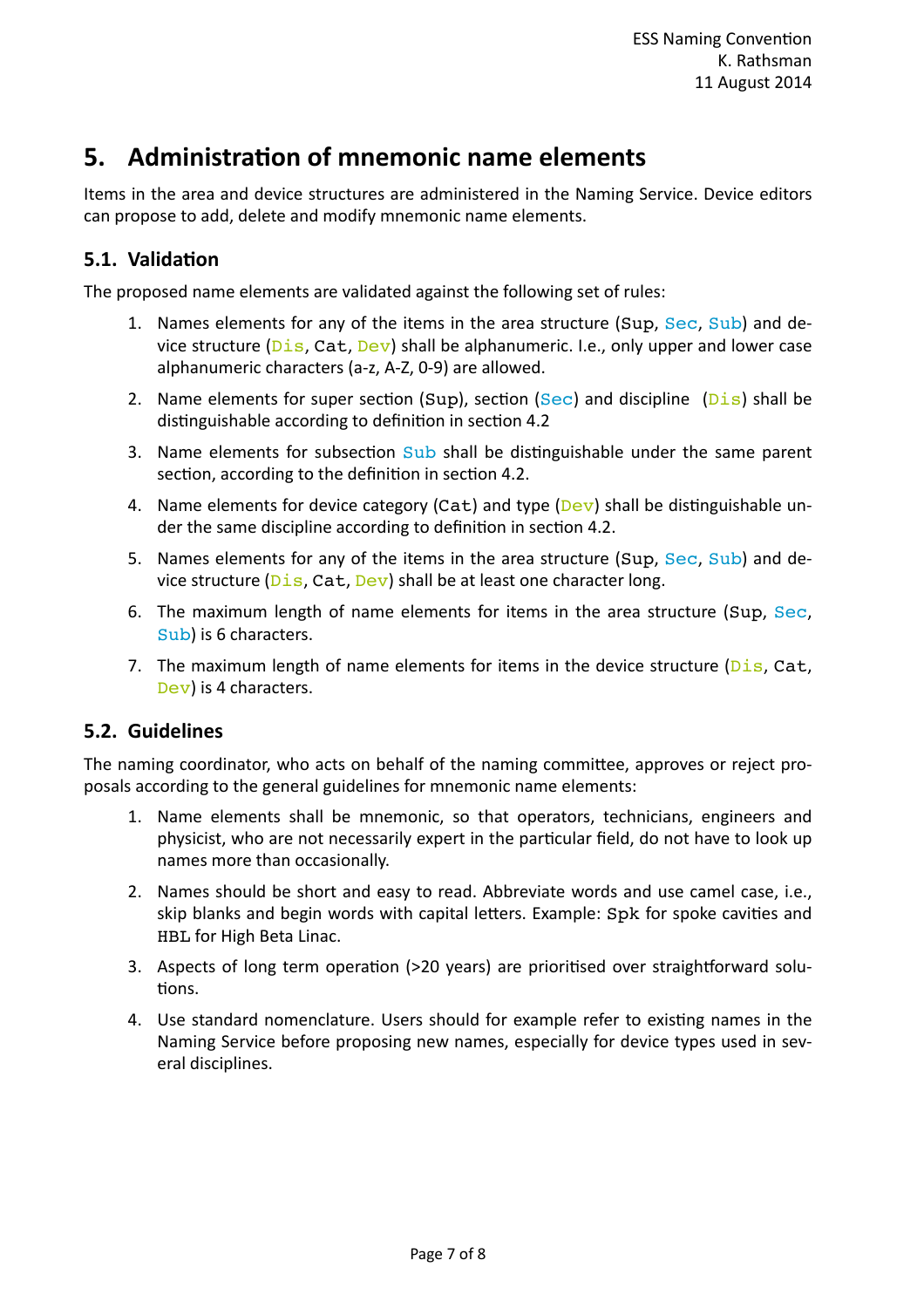# 5. Administration of mnemonic name elements

Items in the area and device structures are administered in the Naming Service. Device editors can propose to add, delete and modify mnemonic name elements.

## 5.1. Validation

The proposed name elements are validated against the following set of rules:

1. Names elements for any of the items in the area structure (`Sup`, `Sec`, `Sub`) and device structure (`Dis`, `Cat`, `Dev`) shall be alphanumeric. I.e., only upper and lower case alphanumeric characters (a-z, A-Z, 0-9) are allowed.
2. Name elements for super section (`Sup`), section (`Sec`) and discipline (`Dis`) shall be distinguishable according to definition in section 4.2
3. Name elements for subsection `Sub` shall be distinguishable under the same parent section, according to the definition in section 4.2.
4. Name elements for device category (`Cat`) and type (`Dev`) shall be distinguishable under the same discipline according to definition in section 4.2.
5. Names elements for any of the items in the area structure (`Sup`, `Sec`, `Sub`) and device structure (`Dis`, `Cat`, `Dev`) shall be at least one character long.
6. The maximum length of name elements for items in the area structure (`Sup`, `Sec`, `Sub`) is 6 characters.
7. The maximum length of name elements for items in the device structure (`Dis`, `Cat`, `Dev`) is 4 characters.

## 5.2. Guidelines

The naming coordinator, who acts on behalf of the naming committee, approves or reject proposals according to the general guidelines for mnemonic name elements:

1. Name elements shall be mnemonic, so that operators, technicians, engineers and physicist, who are not necessarily expert in the particular field, do not have to look up names more than occasionally.
2. Names should be short and easy to read. Abbreviate words and use camel case, i.e., skip blanks and begin words with capital letters. Example: `Spk` for spoke cavities and `HBL` for High Beta Linac.
3. Aspects of long term operation (>20 years) are prioritised over straightforward solutions.
4. Use standard nomenclature. Users should for example refer to existing names in the Naming Service before proposing new names, especially for device types used in several disciplines.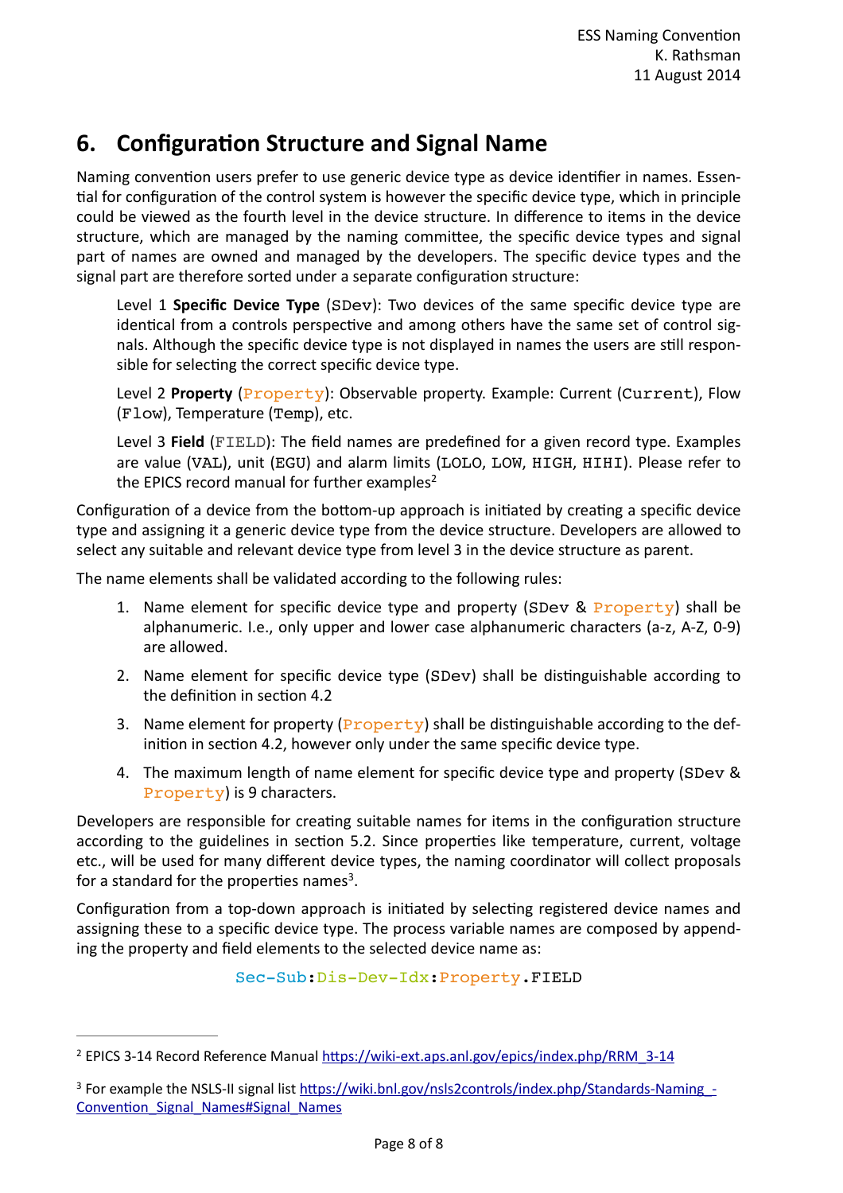## 6. Configuration Structure and Signal Name

Naming convention users prefer to use generic device type as device identifier in names. Essential for configuration of the control system is however the specific device type, which in principle could be viewed as the fourth level in the device structure. In difference to items in the device structure, which are managed by the naming committee, the specific device types and signal part of names are owned and managed by the developers. The specific device types and the signal part are therefore sorted under a separate configuration structure:

Level 1 **Specific Device Type** (`SDev`): Two devices of the same specific device type are identical from a controls perspective and among others have the same set of control signals. Although the specific device type is not displayed in names the users are still responsible for selecting the correct specific device type.

Level 2 **Property** (`Property`): Observable property. Example: Current (`Current`), Flow (`Flow`), Temperature (`Temp`), etc.

Level 3 **Field** (`FIELD`): The field names are predefined for a given record type. Examples are value (`VAL`), unit (`EGU`) and alarm limits (`LOLO`, `LOW`, `HIGH`, `HIHI`). Please refer to the EPICS record manual for further examples[2]

Configuration of a device from the bottom-up approach is initiated by creating a specific device type and assigning it a generic device type from the device structure. Developers are allowed to select any suitable and relevant device type from level 3 in the device structure as parent.

The name elements shall be validated according to the following rules:

1. Name element for specific device type and property (`SDev` & `Property`) shall be alphanumeric. I.e., only upper and lower case alphanumeric characters (a-z, A-Z, 0-9) are allowed.
2. Name element for specific device type (`SDev`) shall be distinguishable according to the definition in section 4.2
3. Name element for property (`Property`) shall be distinguishable according to the definition in section 4.2, however only under the same specific device type.
4. The maximum length of name element for specific device type and property (`SDev` & `Property`) is 9 characters.

Developers are responsible for creating suitable names for items in the configuration structure according to the guidelines in section 5.2. Since properties like temperature, current, voltage etc., will be used for many different device types, the naming coordinator will collect proposals for a standard for the properties names[3].

Configuration from a top-down approach is initiated by selecting registered device names and assigning these to a specific device type. The process variable names are composed by appending the property and field elements to the selected device name as:

```
Sec-Sub:Dis-Dev-Idx:Property.FIELD
```

---

[2] EPICS 3-14 Record Reference Manual https://wiki-ext.aps.anl.gov/epics/index.php/RRM_3-14

[3] For example the NSLS-II signal list https://wiki.bnl.gov/nsls2controls/index.php/Standards-Naming_-Convention_Signal_Names#Signal_Names